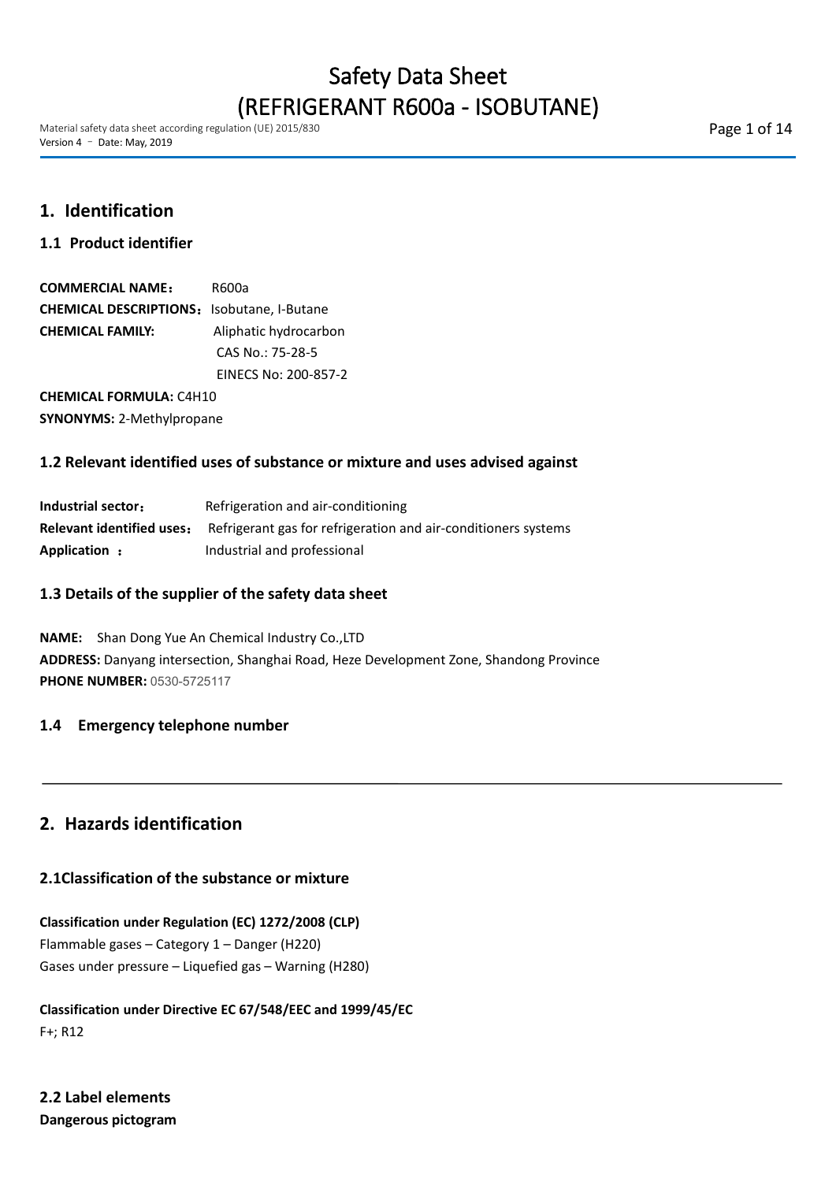# Safety Data Sheet (REFRIGERANT R600a - ISOBUTANE)

Material safety data sheet according regulation (UE) 2015/830
Version 4 – Date: May, 2019

## 1. Identification

### 1.1 Product identifier

**COMMERCIAL NAME：** R600a
**CHEMICAL DESCRIPTIONS：** Isobutane, I-Butane
**CHEMICAL FAMILY:** Aliphatic hydrocarbon
CAS No.: 75-28-5
EINECS No: 200-857-2

**CHEMICAL FORMULA:** $C_4H_{10}$
**SYNONYMS:** 2-Methylpropane

### 1.2 Relevant identified uses of substance or mixture and uses advised against

**Industrial sector：** Refrigeration and air-conditioning
**Relevant identified uses：** Refrigerant gas for refrigeration and air-conditioners systems
**Application ：** Industrial and professional

### 1.3 Details of the supplier of the safety data sheet

**NAME:** Shan Dong Yue An Chemical Industry Co.,LTD
**ADDRESS:** Danyang intersection, Shanghai Road, Heze Development Zone, Shandong Province
**PHONE NUMBER:** 0530-5725117

### 1.4 Emergency telephone number

## 2. Hazards identification

### 2.1Classification of the substance or mixture

**Classification under Regulation (EC) 1272/2008 (CLP)**
Flammable gases – Category 1 – Danger (H220)
Gases under pressure – Liquefied gas – Warning (H280)

**Classification under Directive EC 67/548/EEC and 1999/45/EC**
F+; R12

### 2.2 Label elements

**Dangerous pictogram**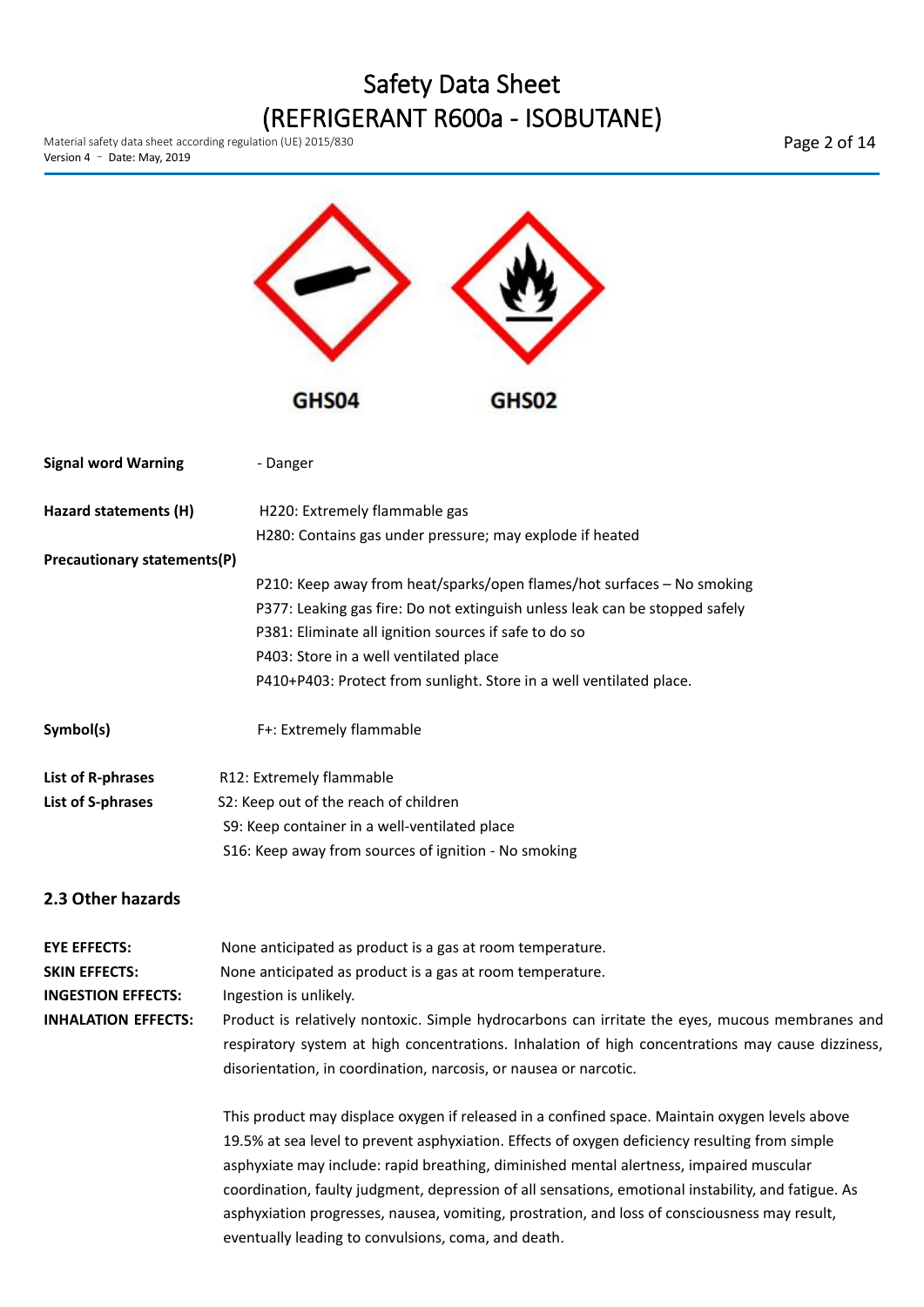GHS04 GHS02

**Signal word Warning** - Danger

**Hazard statements (H)**
H220: Extremely flammable gas
H280: Contains gas under pressure; may explode if heated

**Precautionary statements(P)**
P210: Keep away from heat/sparks/open flames/hot surfaces – No smoking
P377: Leaking gas fire: Do not extinguish unless leak can be stopped safely
P381: Eliminate all ignition sources if safe to do so
P403: Store in a well ventilated place
P410+P403: Protect from sunlight. Store in a well ventilated place.

**Symbol(s)** F+: Extremely flammable

**List of R-phrases** R12: Extremely flammable

**List of S-phrases**
S2: Keep out of the reach of children
S9: Keep container in a well-ventilated place
S16: Keep away from sources of ignition - No smoking

## 2.3 Other hazards

**EYE EFFECTS:** None anticipated as product is a gas at room temperature.

**SKIN EFFECTS:** None anticipated as product is a gas at room temperature.

**INGESTION EFFECTS:** Ingestion is unlikely.

**INHALATION EFFECTS:** Product is relatively nontoxic. Simple hydrocarbons can irritate the eyes, mucous membranes and respiratory system at high concentrations. Inhalation of high concentrations may cause dizziness, disorientation, in coordination, narcosis, or nausea or narcotic.

This product may displace oxygen if released in a confined space. Maintain oxygen levels above 19.5% at sea level to prevent asphyxiation. Effects of oxygen deficiency resulting from simple asphyxiate may include: rapid breathing, diminished mental alertness, impaired muscular coordination, faulty judgment, depression of all sensations, emotional instability, and fatigue. As asphyxiation progresses, nausea, vomiting, prostration, and loss of consciousness may result, eventually leading to convulsions, coma, and death.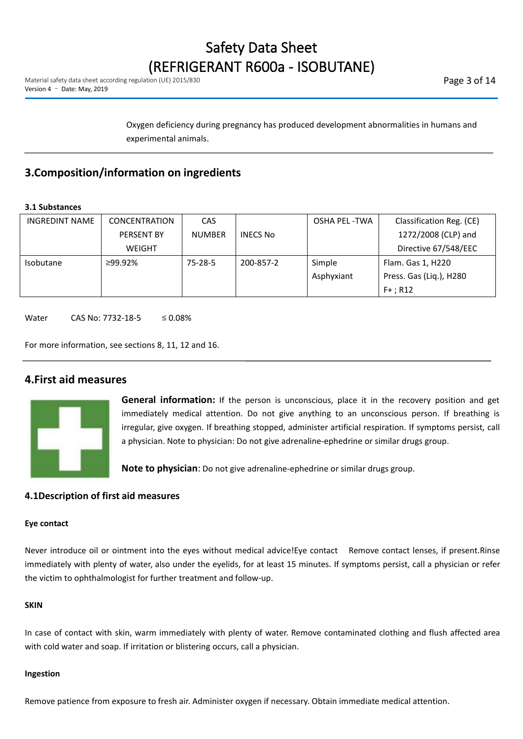Oxygen deficiency during pregnancy has produced development abnormalities in humans and experimental animals.

## 3.Composition/information on ingredients

### 3.1 Substances

| INGREDINT NAME | CONCENTRATION PERSENT BY WEIGHT | CAS NUMBER | INECS No | OSHA PEL -TWA | Classification Reg. (CE) 1272/2008 (CLP) and Directive 67/548/EEC |
|---|---|---|---|---|---|
| Isobutane | ≥99.92% | 75-28-5 | 200-857-2 | Simple Asphyxiant | Flam. Gas 1, H220<br>Press. Gas (Liq.), H280<br>F+ ; R12 |

Water CAS No: 7732-18-5 ≤ 0.08%

For more information, see sections 8, 11, 12 and 16.

## 4.First aid measures

**General information:** If the person is unconscious, place it in the recovery position and get immediately medical attention. Do not give anything to an unconscious person. If breathing is irregular, give oxygen. If breathing stopped, administer artificial respiration. If symptoms persist, call a physician. Note to physician: Do not give adrenaline-ephedrine or similar drugs group.

**Note to physician**: Do not give adrenaline-ephedrine or similar drugs group.

### 4.1Description of first aid measures

**Eye contact**

Never introduce oil or ointment into the eyes without medical advice!Eye contact Remove contact lenses, if present.Rinse immediately with plenty of water, also under the eyelids, for at least 15 minutes. If symptoms persist, call a physician or refer the victim to ophthalmologist for further treatment and follow-up.

**SKIN**

In case of contact with skin, warm immediately with plenty of water. Remove contaminated clothing and flush affected area with cold water and soap. If irritation or blistering occurs, call a physician.

**Ingestion**

Remove patience from exposure to fresh air. Administer oxygen if necessary. Obtain immediate medical attention.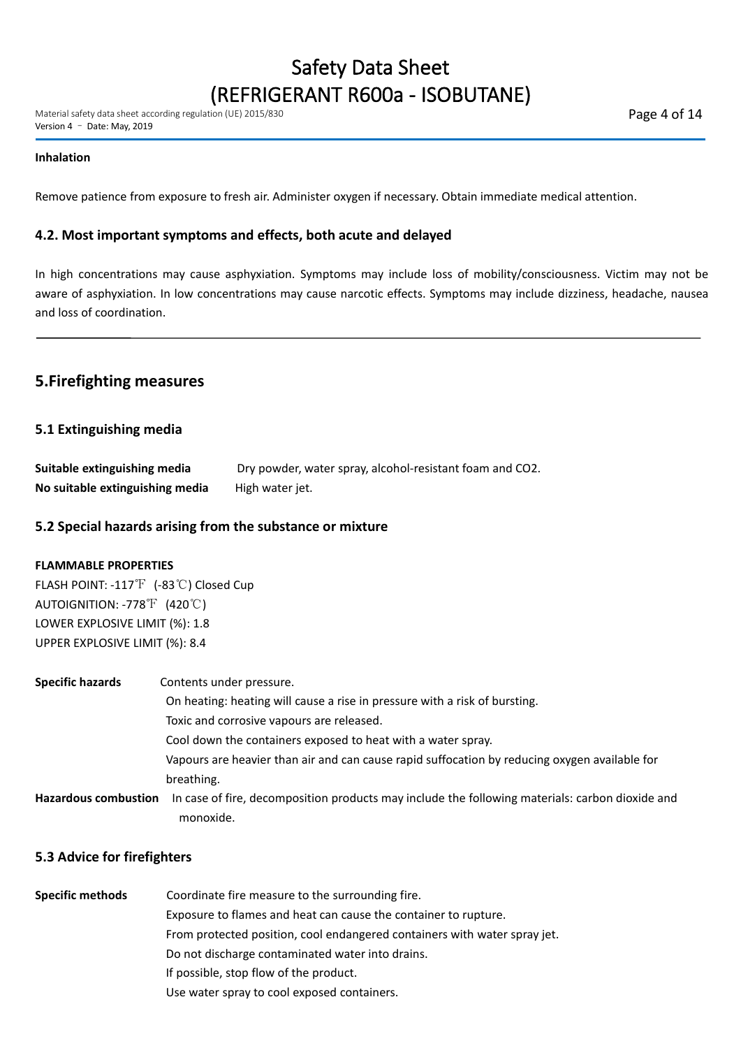**Inhalation**

Remove patience from exposure to fresh air. Administer oxygen if necessary. Obtain immediate medical attention.

### 4.2. Most important symptoms and effects, both acute and delayed

In high concentrations may cause asphyxiation. Symptoms may include loss of mobility/consciousness. Victim may not be aware of asphyxiation. In low concentrations may cause narcotic effects. Symptoms may include dizziness, headache, nausea and loss of coordination.

---

## 5.Firefighting measures

### 5.1 Extinguishing media

**Suitable extinguishing media** Dry powder, water spray, alcohol-resistant foam and $CO_2$.
**No suitable extinguishing media** High water jet.

### 5.2 Special hazards arising from the substance or mixture

**FLAMMABLE PROPERTIES**
FLASH POINT: -117℉ (-83℃) Closed Cup
AUTOIGNITION: -778℉ (420℃)
LOWER EXPLOSIVE LIMIT (%): 1.8
UPPER EXPLOSIVE LIMIT (%): 8.4

**Specific hazards** Contents under pressure.
On heating: heating will cause a rise in pressure with a risk of bursting.
Toxic and corrosive vapours are released.
Cool down the containers exposed to heat with a water spray.
Vapours are heavier than air and can cause rapid suffocation by reducing oxygen available for breathing.

**Hazardous combustion** In case of fire, decomposition products may include the following materials: carbon dioxide and monoxide.

### 5.3 Advice for firefighters

**Specific methods** Coordinate fire measure to the surrounding fire.
Exposure to flames and heat can cause the container to rupture.
From protected position, cool endangered containers with water spray jet.
Do not discharge contaminated water into drains.
If possible, stop flow of the product.
Use water spray to cool exposed containers.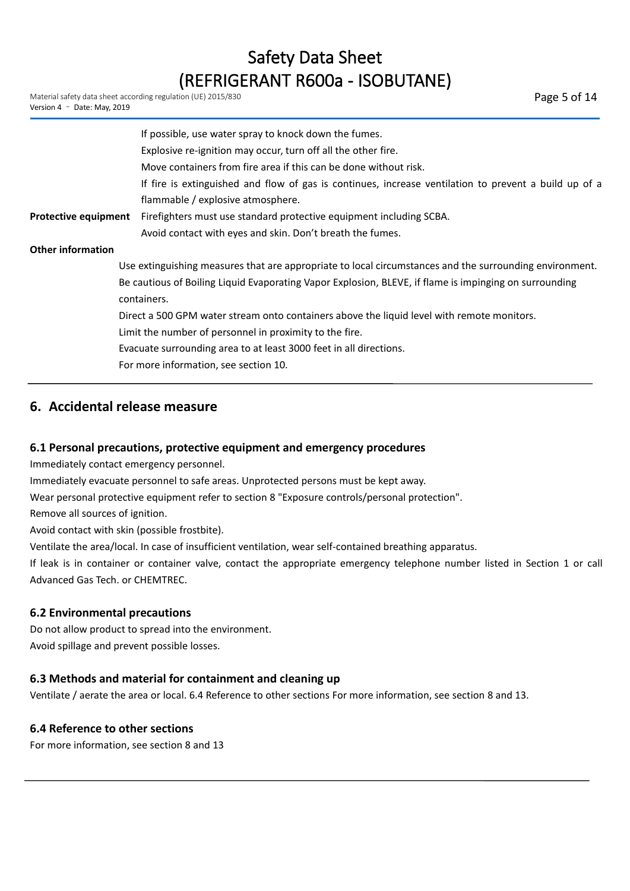If possible, use water spray to knock down the fumes.
Explosive re-ignition may occur, turn off all the other fire.
Move containers from fire area if this can be done without risk.
If fire is extinguished and flow of gas is continues, increase ventilation to prevent a build up of a flammable / explosive atmosphere.

**Protective equipment** Firefighters must use standard protective equipment including SCBA.
Avoid contact with eyes and skin. Don't breath the fumes.

**Other information**

Use extinguishing measures that are appropriate to local circumstances and the surrounding environment.
Be cautious of Boiling Liquid Evaporating Vapor Explosion, BLEVE, if flame is impinging on surrounding containers.
Direct a 500 GPM water stream onto containers above the liquid level with remote monitors.
Limit the number of personnel in proximity to the fire.
Evacuate surrounding area to at least 3000 feet in all directions.
For more information, see section 10.

## 6. Accidental release measure

### 6.1 Personal precautions, protective equipment and emergency procedures

Immediately contact emergency personnel.
Immediately evacuate personnel to safe areas. Unprotected persons must be kept away.
Wear personal protective equipment refer to section 8 "Exposure controls/personal protection".
Remove all sources of ignition.
Avoid contact with skin (possible frostbite).
Ventilate the area/local. In case of insufficient ventilation, wear self-contained breathing apparatus.
If leak is in container or container valve, contact the appropriate emergency telephone number listed in Section 1 or call Advanced Gas Tech. or CHEMTREC.

### 6.2 Environmental precautions

Do not allow product to spread into the environment.
Avoid spillage and prevent possible losses.

### 6.3 Methods and material for containment and cleaning up

Ventilate / aerate the area or local. 6.4 Reference to other sections For more information, see section 8 and 13.

### 6.4 Reference to other sections

For more information, see section 8 and 13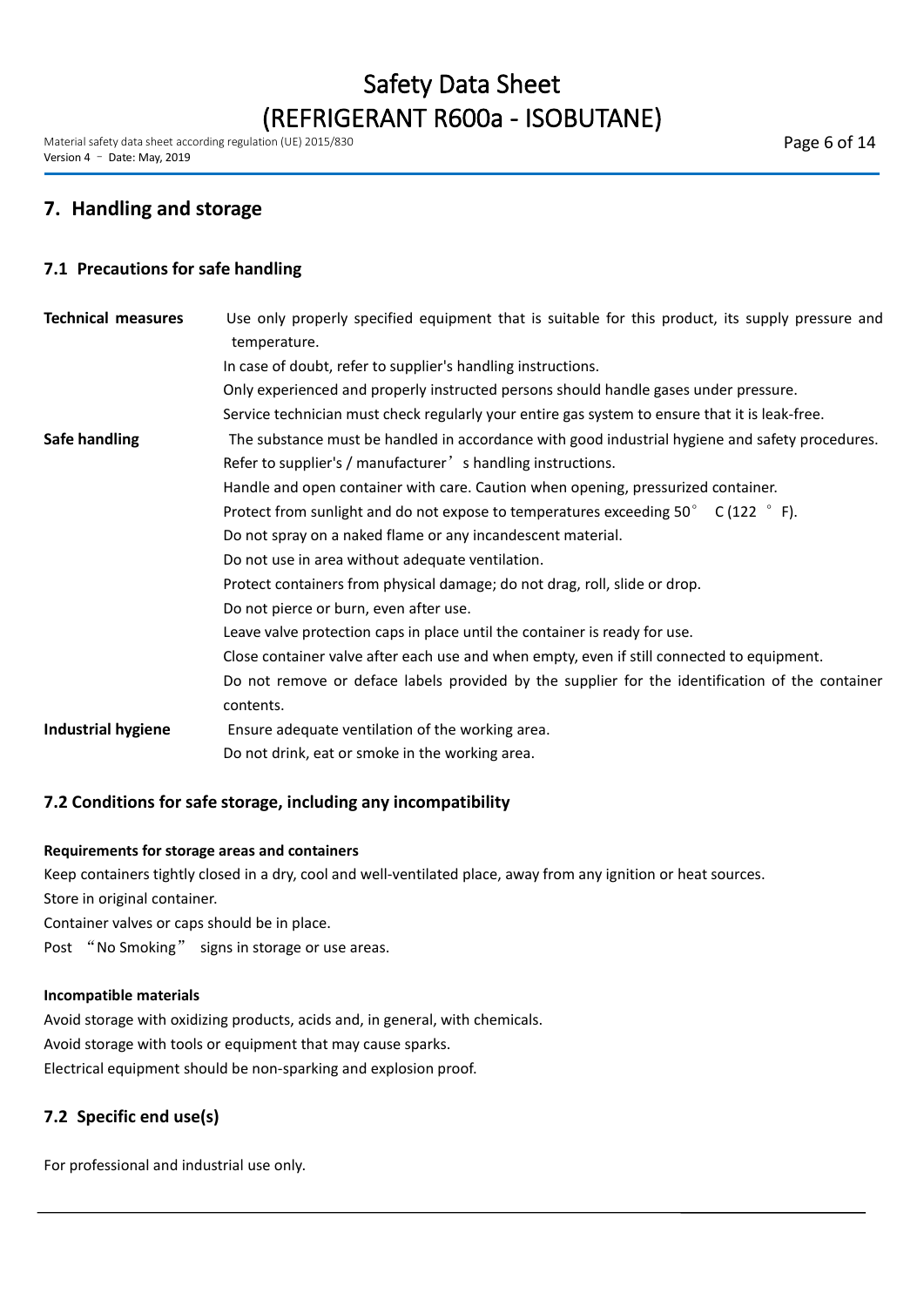## 7. Handling and storage

### 7.1 Precautions for safe handling

**Technical measures**

Use only properly specified equipment that is suitable for this product, its supply pressure and temperature.

In case of doubt, refer to supplier's handling instructions.

Only experienced and properly instructed persons should handle gases under pressure.

Service technician must check regularly your entire gas system to ensure that it is leak-free.

**Safe handling**

The substance must be handled in accordance with good industrial hygiene and safety procedures.

Refer to supplier's / manufacturer's handling instructions.

Handle and open container with care. Caution when opening, pressurized container.

Protect from sunlight and do not expose to temperatures exceeding 50°C (122 °F).

Do not spray on a naked flame or any incandescent material.

Do not use in area without adequate ventilation.

Protect containers from physical damage; do not drag, roll, slide or drop.

Do not pierce or burn, even after use.

Leave valve protection caps in place until the container is ready for use.

Close container valve after each use and when empty, even if still connected to equipment.

Do not remove or deface labels provided by the supplier for the identification of the container contents.

**Industrial hygiene**

Ensure adequate ventilation of the working area.

Do not drink, eat or smoke in the working area.

### 7.2 Conditions for safe storage, including any incompatibility

**Requirements for storage areas and containers**

Keep containers tightly closed in a dry, cool and well-ventilated place, away from any ignition or heat sources.

Store in original container.

Container valves or caps should be in place.

Post "No Smoking" signs in storage or use areas.

**Incompatible materials**

Avoid storage with oxidizing products, acids and, in general, with chemicals.

Avoid storage with tools or equipment that may cause sparks.

Electrical equipment should be non-sparking and explosion proof.

### 7.2 Specific end use(s)

For professional and industrial use only.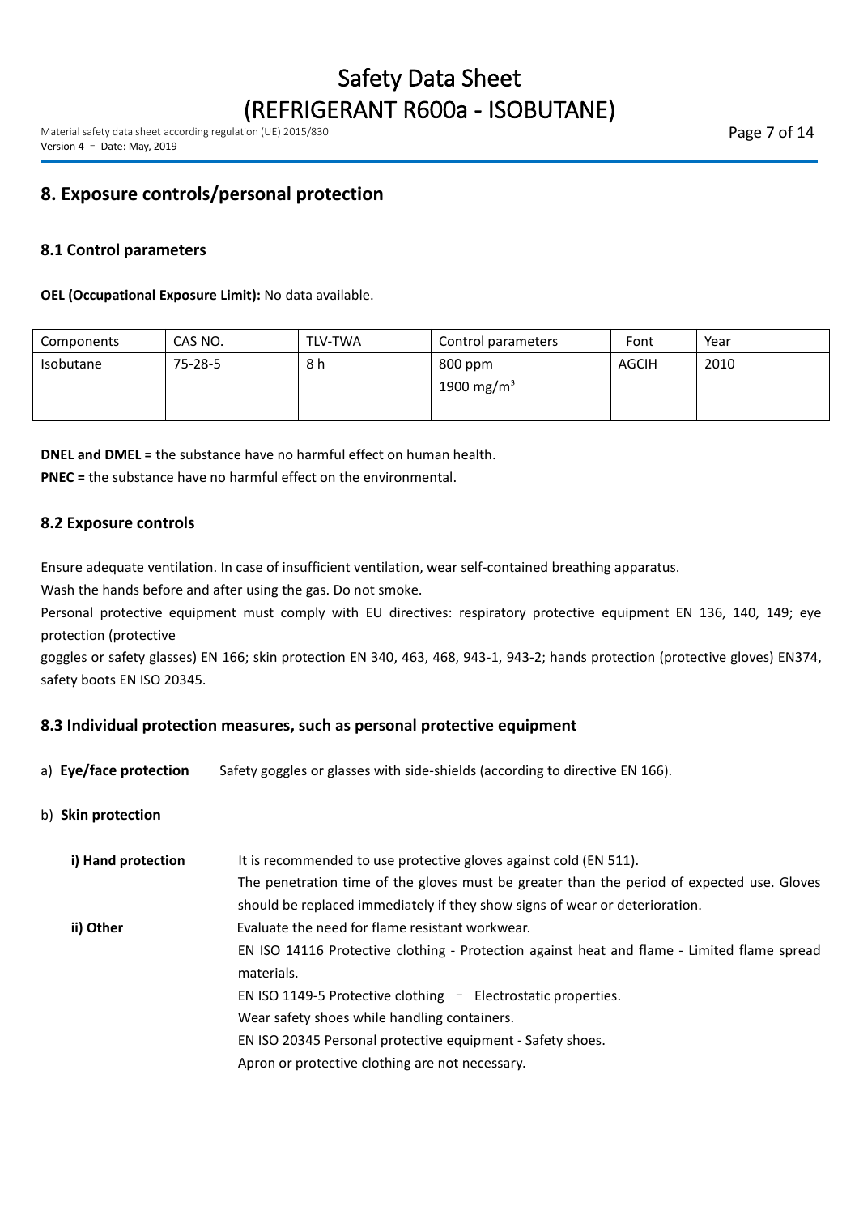## 8. Exposure controls/personal protection

### 8.1 Control parameters

**OEL (Occupational Exposure Limit):** No data available.

| Components | CAS NO. | TLV-TWA | Control parameters | Font | Year |
|---|---|---|---|---|---|
| Isobutane | 75-28-5 | 8 h | 800 ppm<br>1900 mg/m$^3$ | AGCIH | 2010 |

**DNEL and DMEL =** the substance have no harmful effect on human health.

**PNEC =** the substance have no harmful effect on the environmental.

### 8.2 Exposure controls

Ensure adequate ventilation. In case of insufficient ventilation, wear self-contained breathing apparatus.

Wash the hands before and after using the gas. Do not smoke.

Personal protective equipment must comply with EU directives: respiratory protective equipment EN 136, 140, 149; eye protection (protective goggles or safety glasses) EN 166; skin protection EN 340, 463, 468, 943-1, 943-2; hands protection (protective gloves) EN374, safety boots EN ISO 20345.

### 8.3 Individual protection measures, such as personal protective equipment

a) **Eye/face protection** Safety goggles or glasses with side-shields (according to directive EN 166).

b) **Skin protection**

**i) Hand protection** It is recommended to use protective gloves against cold (EN 511).
The penetration time of the gloves must be greater than the period of expected use. Gloves should be replaced immediately if they show signs of wear or deterioration.

**ii) Other** Evaluate the need for flame resistant workwear.
EN ISO 14116 Protective clothing - Protection against heat and flame - Limited flame spread materials.
EN ISO 1149-5 Protective clothing – Electrostatic properties.
Wear safety shoes while handling containers.
EN ISO 20345 Personal protective equipment - Safety shoes.
Apron or protective clothing are not necessary.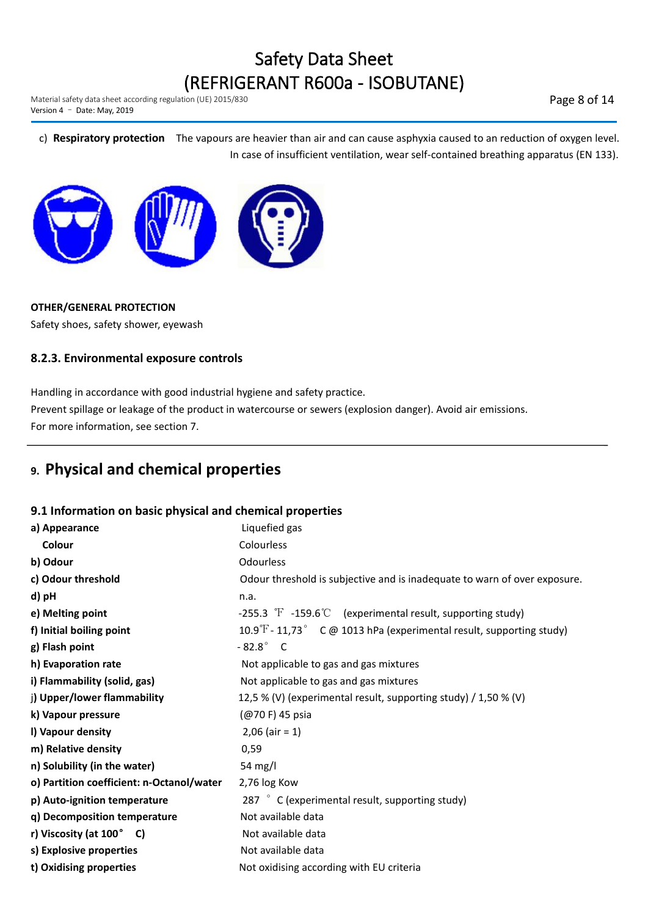c) **Respiratory protection** The vapours are heavier than air and can cause asphyxia caused to an reduction of oxygen level. In case of insufficient ventilation, wear self-contained breathing apparatus (EN 133).

**OTHER/GENERAL PROTECTION**

Safety shoes, safety shower, eyewash

### 8.2.3. Environmental exposure controls

Handling in accordance with good industrial hygiene and safety practice.
Prevent spillage or leakage of the product in watercourse or sewers (explosion danger). Avoid air emissions.
For more information, see section 7.

## 9. Physical and chemical properties

### 9.1 Information on basic physical and chemical properties

| Property | Value |
|---|---|
| **a) Appearance** | Liquefied gas |
| **Colour** | Colourless |
| **b) Odour** | Odourless |
| **c) Odour threshold** | Odour threshold is subjective and is inadequate to warn of over exposure. |
| **d) pH** | n.a. |
| **e) Melting point** | -255.3 ℉ -159.6℃ (experimental result, supporting study) |
| **f) Initial boiling point** | 10.9℉ - 11,73° C @ 1013 hPa (experimental result, supporting study) |
| **g) Flash point** | - 82.8° C |
| **h) Evaporation rate** | Not applicable to gas and gas mixtures |
| **i) Flammability (solid, gas)** | Not applicable to gas and gas mixtures |
| **j) Upper/lower flammability** | 12,5 % (V) (experimental result, supporting study) / 1,50 % (V) |
| **k) Vapour pressure** | (@70 F) 45 psia |
| **l) Vapour density** | 2,06 (air = 1) |
| **m) Relative density** | 0,59 |
| **n) Solubility (in the water)** | 54 mg/l |
| **o) Partition coefficient: n-Octanol/water** | 2,76 log Kow |
| **p) Auto-ignition temperature** | 287 ° C (experimental result, supporting study) |
| **q) Decomposition temperature** | Not available data |
| **r) Viscosity (at 100° C)** | Not available data |
| **s) Explosive properties** | Not available data |
| **t) Oxidising properties** | Not oxidising according with EU criteria |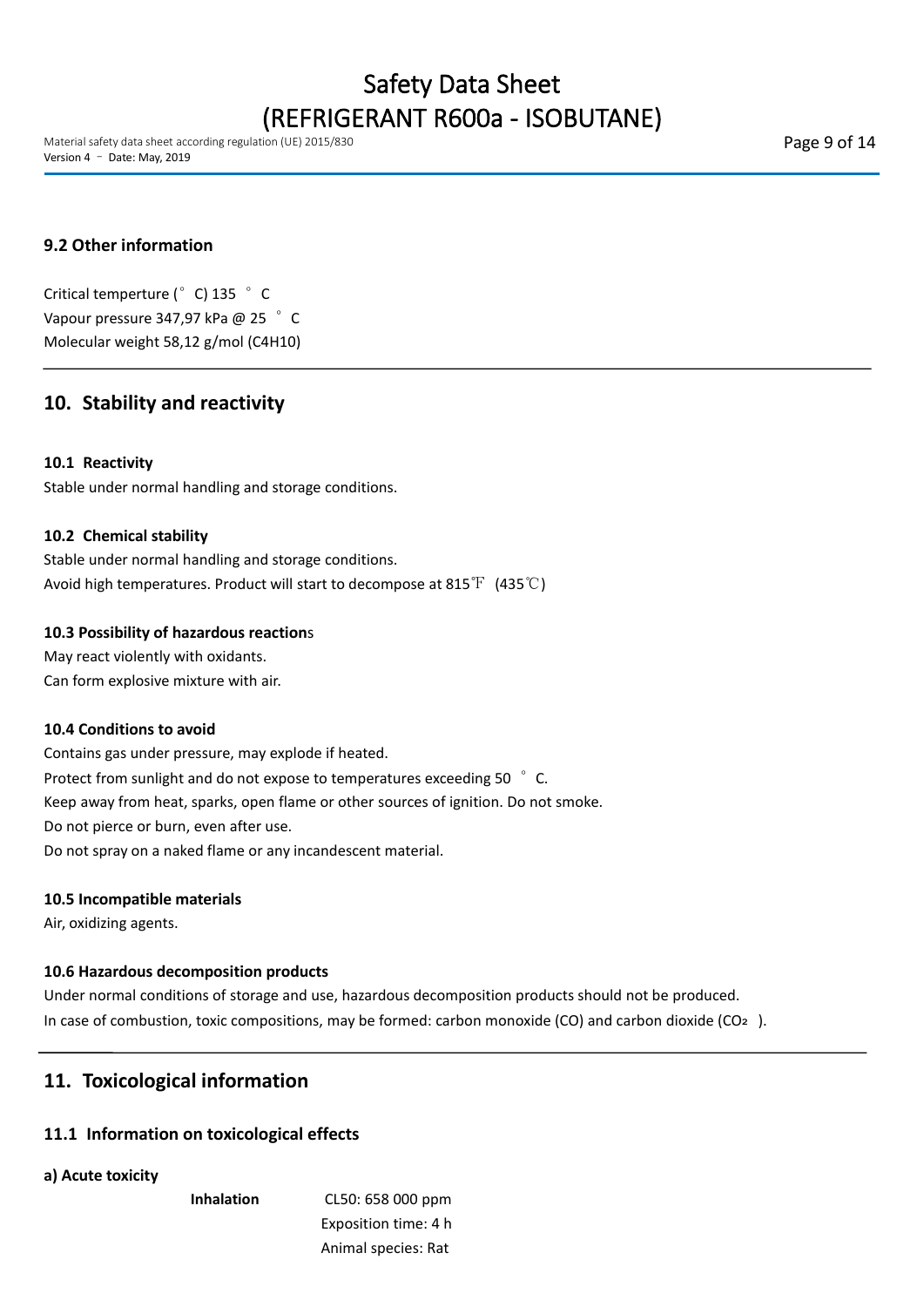### 9.2 Other information

Critical temperture (°C) 135 °C
Vapour pressure 347,97 kPa @ 25 °C
Molecular weight 58,12 g/mol ($C_4H_{10}$)

## 10. Stability and reactivity

### 10.1 Reactivity

Stable under normal handling and storage conditions.

### 10.2 Chemical stability

Stable under normal handling and storage conditions.
Avoid high temperatures. Product will start to decompose at 815℉ (435℃)

### 10.3 Possibility of hazardous reactions

May react violently with oxidants.
Can form explosive mixture with air.

### 10.4 Conditions to avoid

Contains gas under pressure, may explode if heated.
Protect from sunlight and do not expose to temperatures exceeding 50 °C.
Keep away from heat, sparks, open flame or other sources of ignition. Do not smoke.
Do not pierce or burn, even after use.
Do not spray on a naked flame or any incandescent material.

### 10.5 Incompatible materials

Air, oxidizing agents.

### 10.6 Hazardous decomposition products

Under normal conditions of storage and use, hazardous decomposition products should not be produced.
In case of combustion, toxic compositions, may be formed: carbon monoxide (CO) and carbon dioxide ($CO_2$).

## 11. Toxicological information

### 11.1 Information on toxicological effects

**a) Acute toxicity**

| | |
|---|---|
| **Inhalation** | CL50: 658 000 ppm<br>Exposition time: 4 h<br>Animal species: Rat |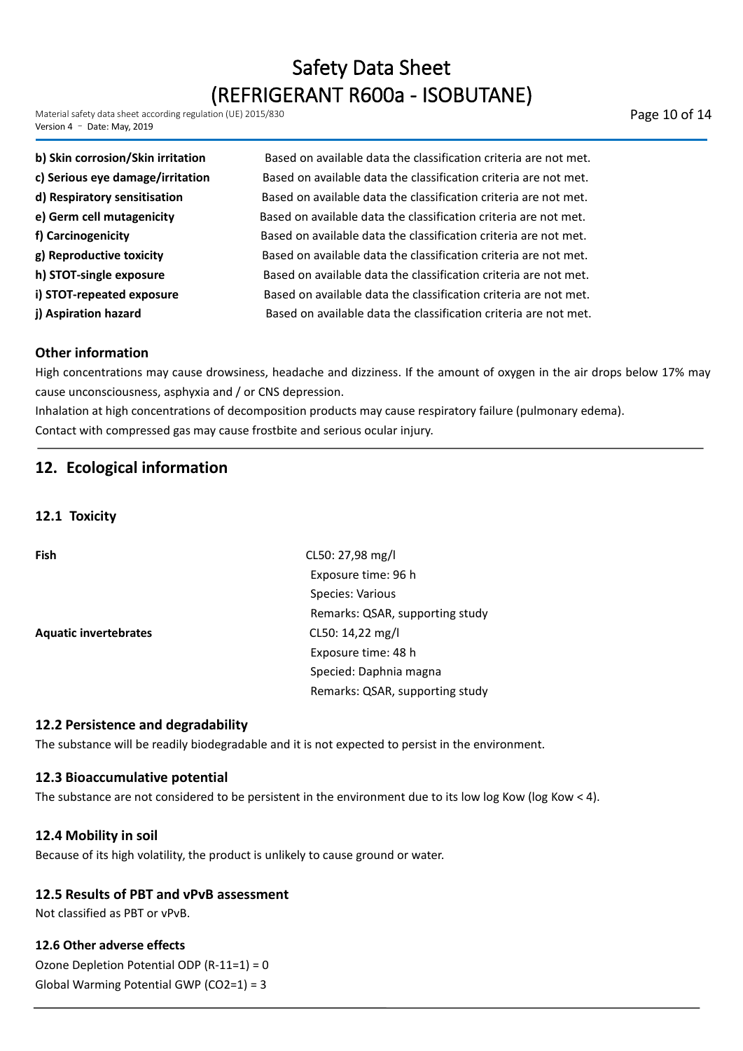**b) Skin corrosion/Skin irritation** Based on available data the classification criteria are not met.

**c) Serious eye damage/irritation** Based on available data the classification criteria are not met.

**d) Respiratory sensitisation** Based on available data the classification criteria are not met.

**e) Germ cell mutagenicity** Based on available data the classification criteria are not met.

**f) Carcinogenicity** Based on available data the classification criteria are not met.

**g) Reproductive toxicity** Based on available data the classification criteria are not met.

**h) STOT-single exposure** Based on available data the classification criteria are not met.

**i) STOT-repeated exposure** Based on available data the classification criteria are not met.

**j) Aspiration hazard** Based on available data the classification criteria are not met.

### Other information

High concentrations may cause drowsiness, headache and dizziness. If the amount of oxygen in the air drops below 17% may cause unconsciousness, asphyxia and / or CNS depression.

Inhalation at high concentrations of decomposition products may cause respiratory failure (pulmonary edema).

Contact with compressed gas may cause frostbite and serious ocular injury.

## 12. Ecological information

### 12.1 Toxicity

**Fish**

CL50: 27,98 mg/l
Exposure time: 96 h
Species: Various
Remarks: QSAR, supporting study

**Aquatic invertebrates**

CL50: 14,22 mg/l
Exposure time: 48 h
Specied: Daphnia magna
Remarks: QSAR, supporting study

### 12.2 Persistence and degradability

The substance will be readily biodegradable and it is not expected to persist in the environment.

### 12.3 Bioaccumulative potential

The substance are not considered to be persistent in the environment due to its low log Kow (log Kow < 4).

### 12.4 Mobility in soil

Because of its high volatility, the product is unlikely to cause ground or water.

### 12.5 Results of PBT and vPvB assessment

Not classified as PBT or vPvB.

### 12.6 Other adverse effects

Ozone Depletion Potential ODP (R-11=1) = 0

Global Warming Potential GWP ($CO_2$=1) = 3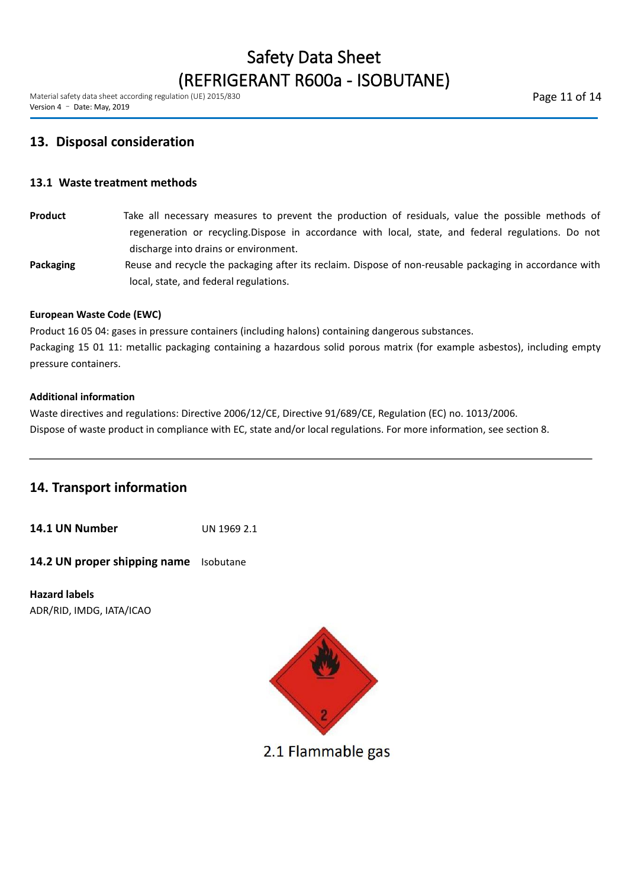## 13. Disposal consideration

### 13.1 Waste treatment methods

**Product** Take all necessary measures to prevent the production of residuals, value the possible methods of regeneration or recycling.Dispose in accordance with local, state, and federal regulations. Do not discharge into drains or environment.

**Packaging** Reuse and recycle the packaging after its reclaim. Dispose of non-reusable packaging in accordance with local, state, and federal regulations.

**European Waste Code (EWC)**

Product 16 05 04: gases in pressure containers (including halons) containing dangerous substances.

Packaging 15 01 11: metallic packaging containing a hazardous solid porous matrix (for example asbestos), including empty pressure containers.

**Additional information**

Waste directives and regulations: Directive 2006/12/CE, Directive 91/689/CE, Regulation (EC) no. 1013/2006.

Dispose of waste product in compliance with EC, state and/or local regulations. For more information, see section 8.

---

## 14. Transport information

**14.1 UN Number** UN 1969 2.1

**14.2 UN proper shipping name** Isobutane

**Hazard labels**

ADR/RID, IMDG, IATA/ICAO

2.1 Flammable gas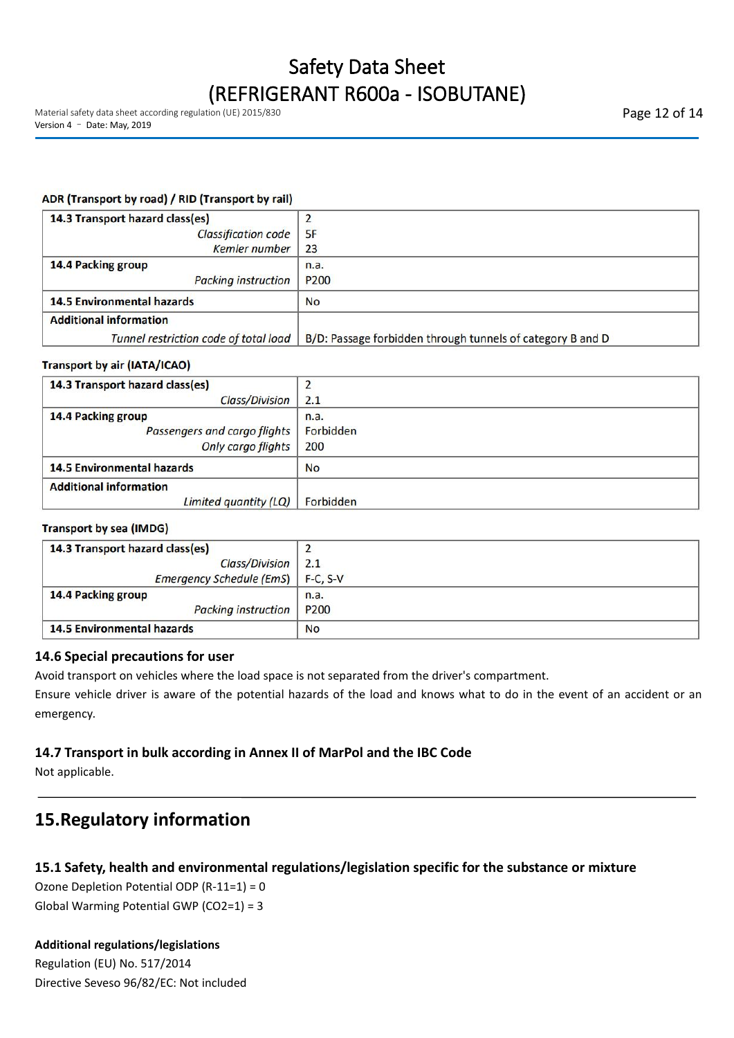**ADR (Transport by road) / RID (Transport by rail)**

| | |
|---|---|
| **14.3 Transport hazard class(es)** | 2 |
| *Classification code* | 5F |
| *Kemler number* | 23 |
| **14.4 Packing group** | n.a. |
| *Packing instruction* | P200 |
| **14.5 Environmental hazards** | No |
| **Additional information** | |
| *Tunnel restriction code of total load* | B/D: Passage forbidden through tunnels of category B and D |

**Transport by air (IATA/ICAO)**

| | |
|---|---|
| **14.3 Transport hazard class(es)** | 2 |
| *Class/Division* | 2.1 |
| **14.4 Packing group** | n.a. |
| *Passengers and cargo flights* | Forbidden |
| *Only cargo flights* | 200 |
| **14.5 Environmental hazards** | No |
| **Additional information** | |
| *Limited quantity (LQ)* | Forbidden |

**Transport by sea (IMDG)**

| | |
|---|---|
| **14.3 Transport hazard class(es)** | 2 |
| *Class/Division* | 2.1 |
| *Emergency Schedule (EmS)* | F-C, S-V |
| **14.4 Packing group** | n.a. |
| *Packing instruction* | P200 |
| **14.5 Environmental hazards** | No |

### 14.6 Special precautions for user

Avoid transport on vehicles where the load space is not separated from the driver's compartment.

Ensure vehicle driver is aware of the potential hazards of the load and knows what to do in the event of an accident or an emergency.

### 14.7 Transport in bulk according in Annex II of MarPol and the IBC Code

Not applicable.

## 15.Regulatory information

### 15.1 Safety, health and environmental regulations/legislation specific for the substance or mixture

Ozone Depletion Potential ODP (R-11=1) = 0

Global Warming Potential GWP ($CO_2$=1) = 3

**Additional regulations/legislations**

Regulation (EU) No. 517/2014

Directive Seveso 96/82/EC: Not included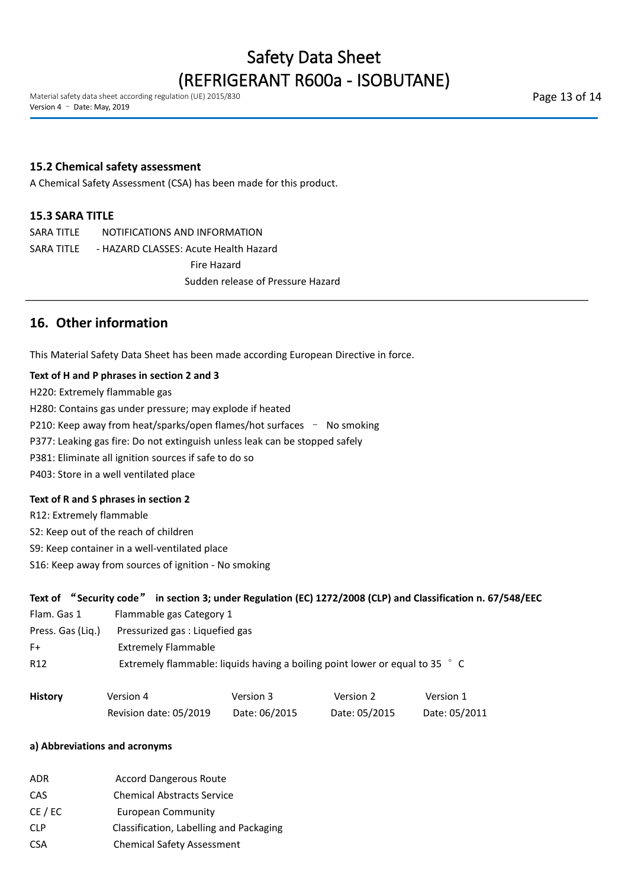### 15.2 Chemical safety assessment

A Chemical Safety Assessment (CSA) has been made for this product.

### 15.3 SARA TITLE

SARA TITLE NOTIFICATIONS AND INFORMATION

SARA TITLE - HAZARD CLASSES: Acute Health Hazard
Fire Hazard
Sudden release of Pressure Hazard

## 16. Other information

This Material Safety Data Sheet has been made according European Directive in force.

**Text of H and P phrases in section 2 and 3**

H220: Extremely flammable gas

H280: Contains gas under pressure; may explode if heated

P210: Keep away from heat/sparks/open flames/hot surfaces – No smoking

P377: Leaking gas fire: Do not extinguish unless leak can be stopped safely

P381: Eliminate all ignition sources if safe to do so

P403: Store in a well ventilated place

**Text of R and S phrases in section 2**

R12: Extremely flammable

S2: Keep out of the reach of children

S9: Keep container in a well-ventilated place

S16: Keep away from sources of ignition - No smoking

**Text of "Security code" in section 3; under Regulation (EC) 1272/2008 (CLP) and Classification n. 67/548/EEC**

| | |
|---|---|
| Flam. Gas 1 | Flammable gas Category 1 |
| Press. Gas (Liq.) | Pressurized gas : Liquefied gas |
| F+ | Extremely Flammable |
| R12 | Extremely flammable: liquids having a boiling point lower or equal to 35 °C |

| **History** | Version 4 | Version 3 | Version 2 | Version 1 |
|---|---|---|---|---|
| | Revision date: 05/2019 | Date: 06/2015 | Date: 05/2015 | Date: 05/2011 |

**a) Abbreviations and acronyms**

| | |
|---|---|
| ADR | Accord Dangerous Route |
| CAS | Chemical Abstracts Service |
| CE / EC | European Community |
| CLP | Classification, Labelling and Packaging |
| CSA | Chemical Safety Assessment |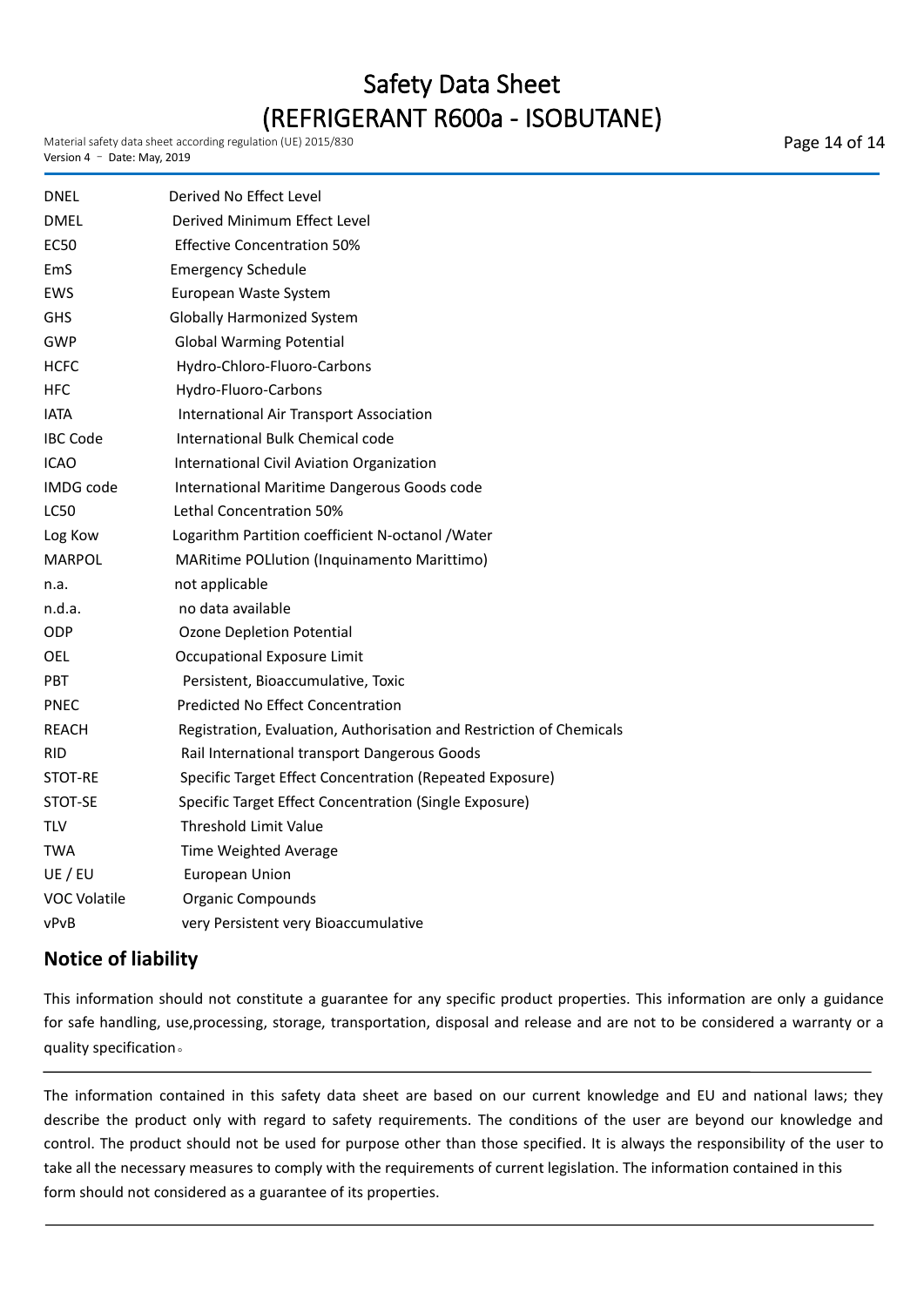| | |
|---|---|
| DNEL | Derived No Effect Level |
| DMEL | Derived Minimum Effect Level |
| EC50 | Effective Concentration 50% |
| EmS | Emergency Schedule |
| EWS | European Waste System |
| GHS | Globally Harmonized System |
| GWP | Global Warming Potential |
| HCFC | Hydro-Chloro-Fluoro-Carbons |
| HFC | Hydro-Fluoro-Carbons |
| IATA | International Air Transport Association |
| IBC Code | International Bulk Chemical code |
| ICAO | International Civil Aviation Organization |
| IMDG code | International Maritime Dangerous Goods code |
| LC50 | Lethal Concentration 50% |
| Log Kow | Logarithm Partition coefficient N-octanol /Water |
| MARPOL | MARitime POLlution (Inquinamento Marittimo) |
| n.a. | not applicable |
| n.d.a. | no data available |
| ODP | Ozone Depletion Potential |
| OEL | Occupational Exposure Limit |
| PBT | Persistent, Bioaccumulative, Toxic |
| PNEC | Predicted No Effect Concentration |
| REACH | Registration, Evaluation, Authorisation and Restriction of Chemicals |
| RID | Rail International transport Dangerous Goods |
| STOT-RE | Specific Target Effect Concentration (Repeated Exposure) |
| STOT-SE | Specific Target Effect Concentration (Single Exposure) |
| TLV | Threshold Limit Value |
| TWA | Time Weighted Average |
| UE / EU | European Union |
| VOC Volatile | Organic Compounds |
| vPvB | very Persistent very Bioaccumulative |

## Notice of liability

This information should not constitute a guarantee for any specific product properties. This information are only a guidance for safe handling, use,processing, storage, transportation, disposal and release and are not to be considered a warranty or a quality specification。

---

The information contained in this safety data sheet are based on our current knowledge and EU and national laws; they describe the product only with regard to safety requirements. The conditions of the user are beyond our knowledge and control. The product should not be used for purpose other than those specified. It is always the responsibility of the user to take all the necessary measures to comply with the requirements of current legislation. The information contained in this form should not considered as a guarantee of its properties.